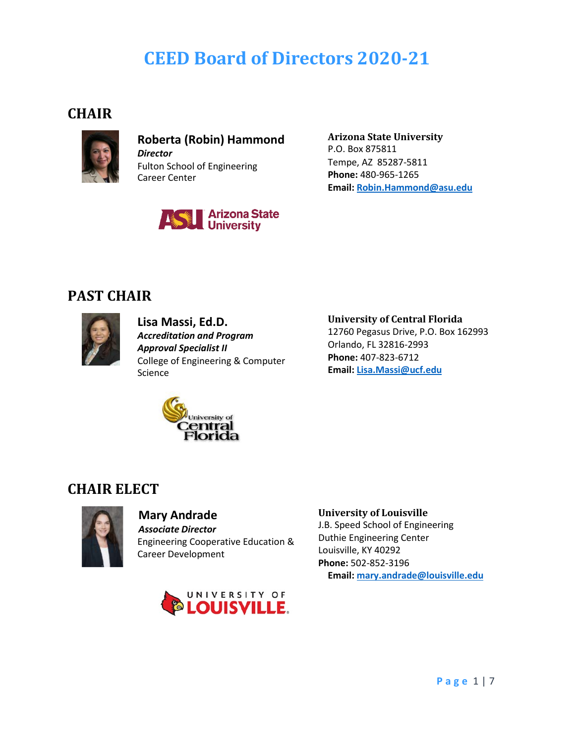# CEED Board of Directors 2020-21

## CHAIR

**Roberta (Robin) Hammond**
***Director***
Fulton School of Engineering
Career Center

**Arizona State University**
P.O. Box 875811
Tempe, AZ 85287-5811
**Phone:** 480-965-1265
**Email:** Robin.Hammond@asu.edu

## PAST CHAIR

**Lisa Massi, Ed.D.**
***Accreditation and Program Approval Specialist II***
College of Engineering & Computer Science

**University of Central Florida**
12760 Pegasus Drive, P.O. Box 162993
Orlando, FL 32816-2993
**Phone:** 407-823-6712
**Email:** Lisa.Massi@ucf.edu

## CHAIR ELECT

**Mary Andrade**
***Associate Director***
Engineering Cooperative Education & Career Development

**University of Louisville**
J.B. Speed School of Engineering
Duthie Engineering Center
Louisville, KY 40292
**Phone:** 502-852-3196
**Email:** mary.andrade@louisville.edu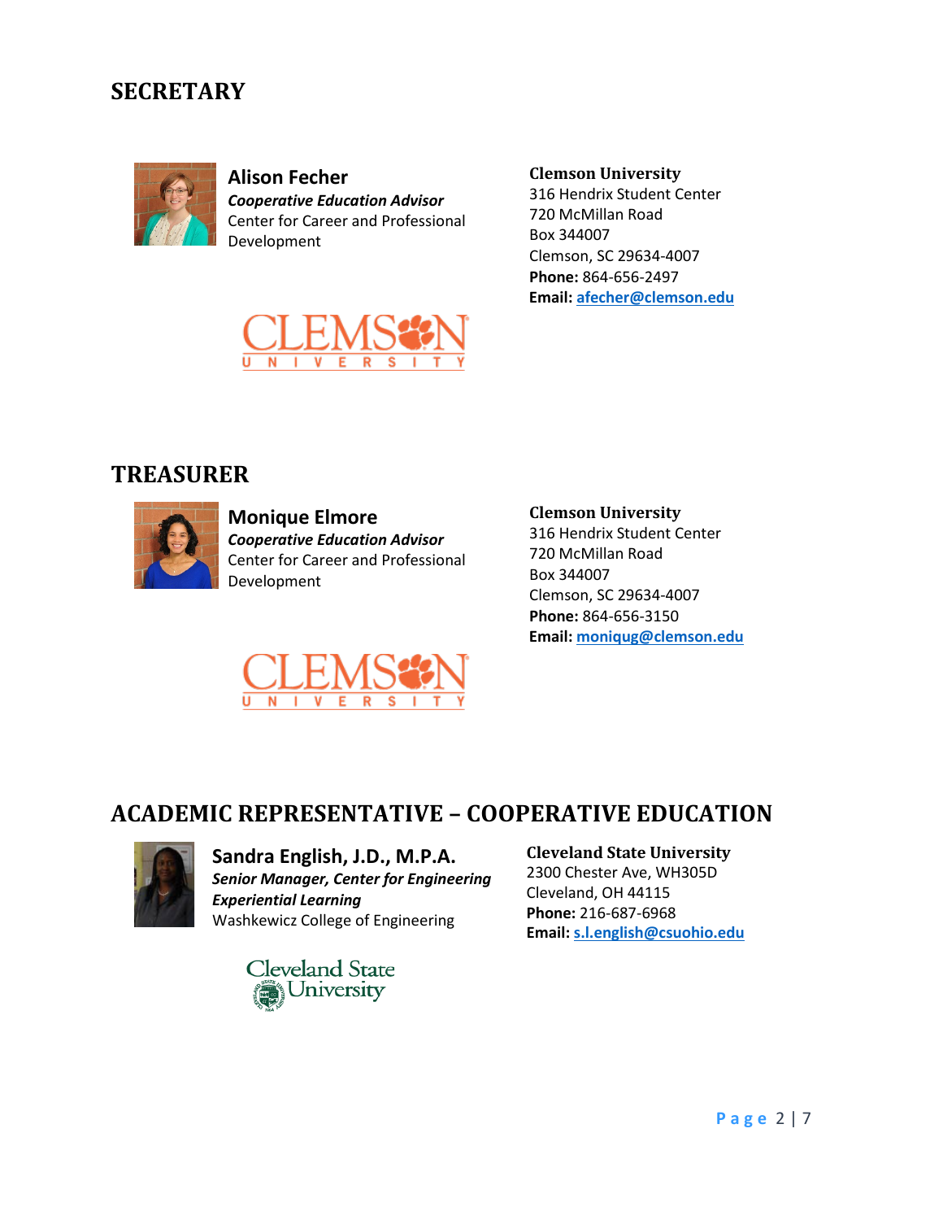## SECRETARY

**Alison Fecher**
***Cooperative Education Advisor***
Center for Career and Professional Development

**Clemson University**
316 Hendrix Student Center
720 McMillan Road
Box 344007
Clemson, SC 29634-4007
**Phone:** 864-656-2497
**Email:** afecher@clemson.edu

## TREASURER

**Monique Elmore**
***Cooperative Education Advisor***
Center for Career and Professional Development

**Clemson University**
316 Hendrix Student Center
720 McMillan Road
Box 344007
Clemson, SC 29634-4007
**Phone:** 864-656-3150
**Email:** moniqug@clemson.edu

## ACADEMIC REPRESENTATIVE – COOPERATIVE EDUCATION

**Sandra English, J.D., M.P.A.**
***Senior Manager, Center for Engineering Experiential Learning***
Washkewicz College of Engineering

**Cleveland State University**
2300 Chester Ave, WH305D
Cleveland, OH 44115
**Phone:** 216-687-6968
**Email:** s.l.english@csuohio.edu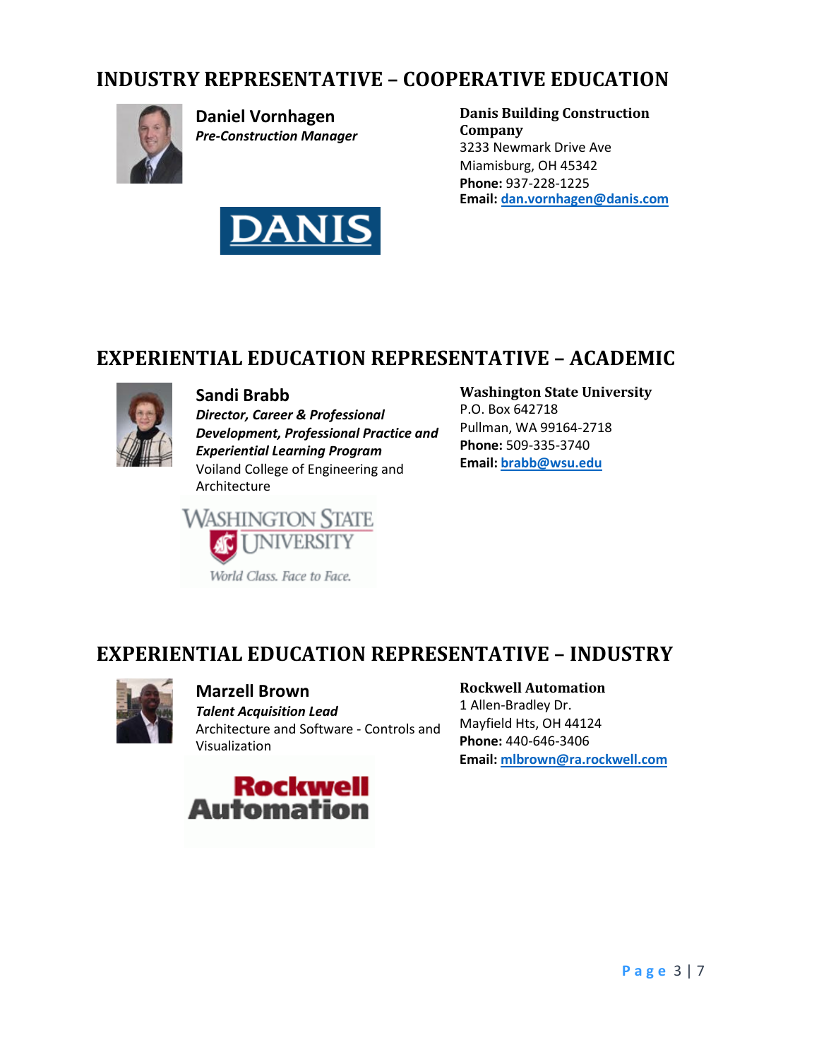## INDUSTRY REPRESENTATIVE – COOPERATIVE EDUCATION

**Daniel Vornhagen**
***Pre-Construction Manager***

**Danis Building Construction Company**
3233 Newmark Drive Ave
Miamisburg, OH 45342
**Phone:** 937-228-1225
**Email:** dan.vornhagen@danis.com

## EXPERIENTIAL EDUCATION REPRESENTATIVE – ACADEMIC

**Sandi Brabb**
***Director, Career & Professional Development, Professional Practice and Experiential Learning Program***
Voiland College of Engineering and Architecture

**Washington State University**
P.O. Box 642718
Pullman, WA 99164-2718
**Phone:** 509-335-3740
**Email:** brabb@wsu.edu

## EXPERIENTIAL EDUCATION REPRESENTATIVE – INDUSTRY

**Marzell Brown**
***Talent Acquisition Lead***
Architecture and Software - Controls and Visualization

**Rockwell Automation**
1 Allen-Bradley Dr.
Mayfield Hts, OH 44124
**Phone:** 440-646-3406
**Email:** mlbrown@ra.rockwell.com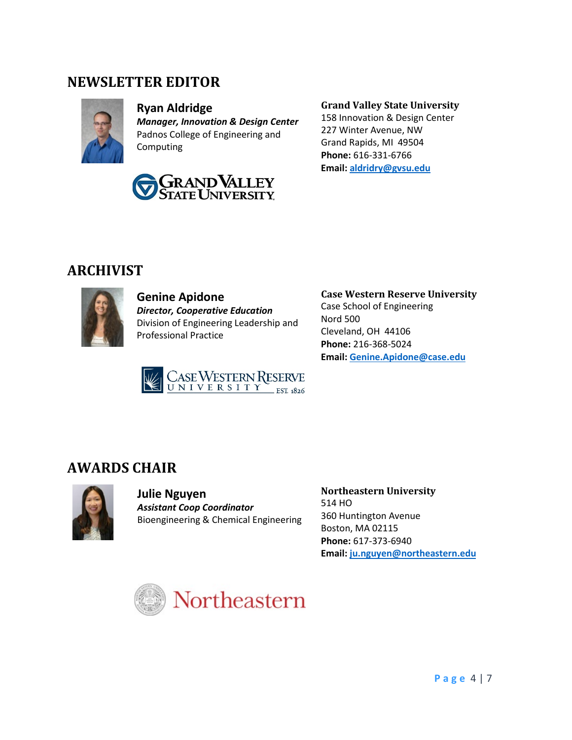## NEWSLETTER EDITOR

**Ryan Aldridge**
***Manager, Innovation & Design Center***
Padnos College of Engineering and Computing

**Grand Valley State University**
158 Innovation & Design Center
227 Winter Avenue, NW
Grand Rapids, MI 49504
**Phone:** 616-331-6766
**Email:** aldridry@gvsu.edu

## ARCHIVIST

**Genine Apidone**
***Director, Cooperative Education***
Division of Engineering Leadership and Professional Practice

**Case Western Reserve University**
Case School of Engineering
Nord 500
Cleveland, OH 44106
**Phone:** 216-368-5024
**Email:** Genine.Apidone@case.edu

## AWARDS CHAIR

**Julie Nguyen**
***Assistant Coop Coordinator***
Bioengineering & Chemical Engineering

**Northeastern University**
514 HO
360 Huntington Avenue
Boston, MA 02115
**Phone:** 617-373-6940
**Email:** ju.nguyen@northeastern.edu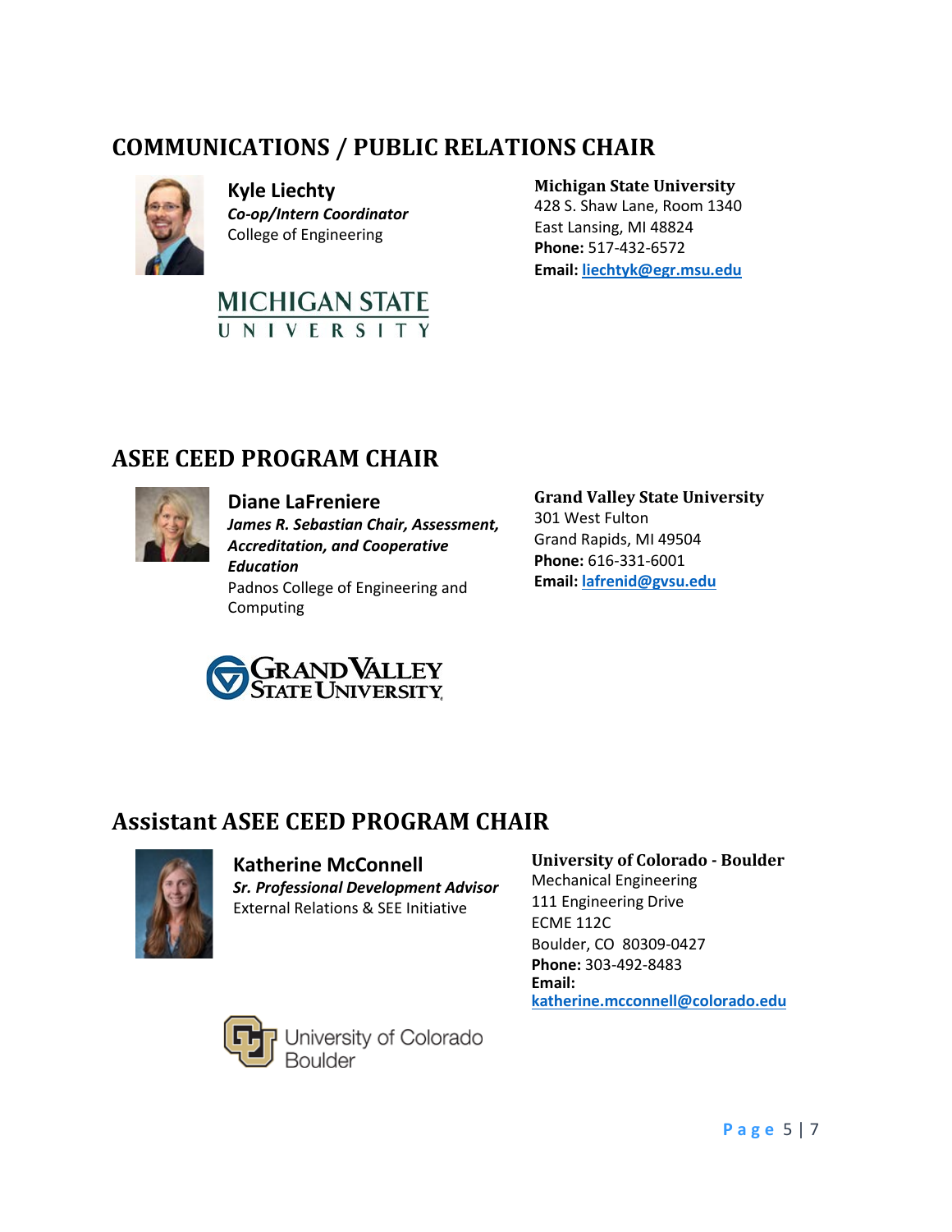## COMMUNICATIONS / PUBLIC RELATIONS CHAIR

**Kyle Liechty**
***Co-op/Intern Coordinator***
College of Engineering

**Michigan State University**
428 S. Shaw Lane, Room 1340
East Lansing, MI 48824
**Phone:** 517-432-6572
**Email:** liechtyk@egr.msu.edu

## ASEE CEED PROGRAM CHAIR

**Diane LaFreniere**
***James R. Sebastian Chair, Assessment, Accreditation, and Cooperative Education***
Padnos College of Engineering and Computing

**Grand Valley State University**
301 West Fulton
Grand Rapids, MI 49504
**Phone:** 616-331-6001
**Email:** lafrenid@gvsu.edu

## Assistant ASEE CEED PROGRAM CHAIR

**Katherine McConnell**
***Sr. Professional Development Advisor***
External Relations & SEE Initiative

**University of Colorado - Boulder**
Mechanical Engineering
111 Engineering Drive
ECME 112C
Boulder, CO 80309-0427
**Phone:** 303-492-8483
**Email:** katherine.mcconnell@colorado.edu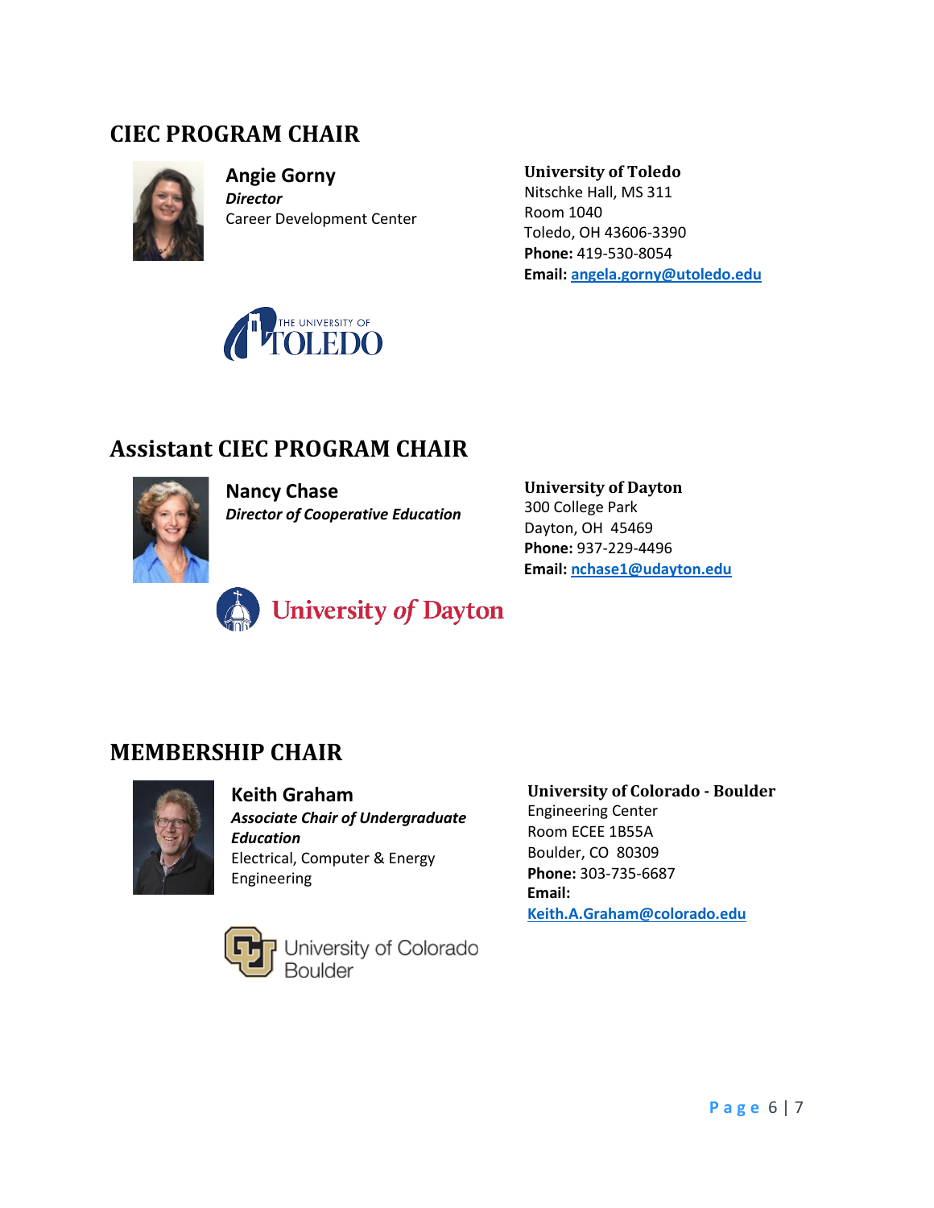## CIEC PROGRAM CHAIR

**Angie Gorny**
***Director***
Career Development Center

**University of Toledo**
Nitschke Hall, MS 311
Room 1040
Toledo, OH 43606-3390
**Phone:** 419-530-8054
**Email:** angela.gorny@utoledo.edu

## Assistant CIEC PROGRAM CHAIR

**Nancy Chase**
***Director of Cooperative Education***

**University of Dayton**
300 College Park
Dayton, OH 45469
**Phone:** 937-229-4496
**Email:** nchase1@udayton.edu

## MEMBERSHIP CHAIR

**Keith Graham**
***Associate Chair of Undergraduate Education***
Electrical, Computer & Energy Engineering

**University of Colorado - Boulder**
Engineering Center
Room ECEE 1B55A
Boulder, CO 80309
**Phone:** 303-735-6687
**Email:** Keith.A.Graham@colorado.edu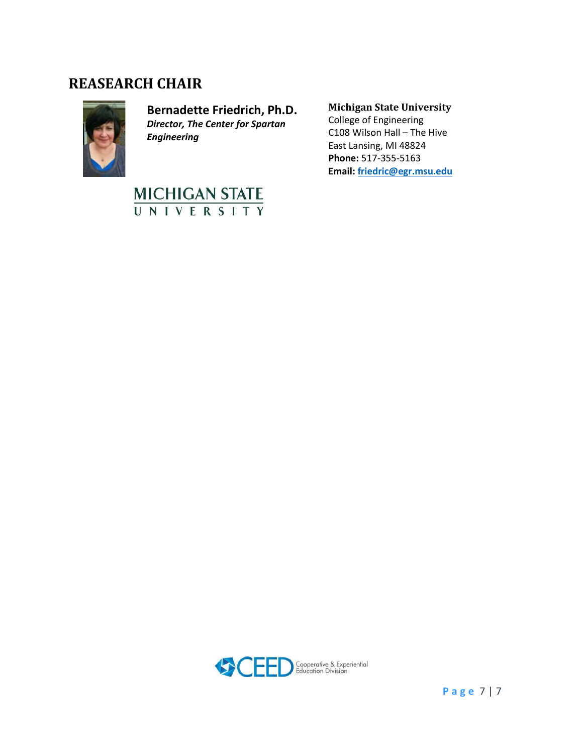## REASEARCH CHAIR

**Bernadette Friedrich, Ph.D.**
***Director, The Center for Spartan Engineering***

**Michigan State University**
College of Engineering
C108 Wilson Hall – The Hive
East Lansing, MI 48824
**Phone:** 517-355-5163
**Email:** friedric@egr.msu.edu